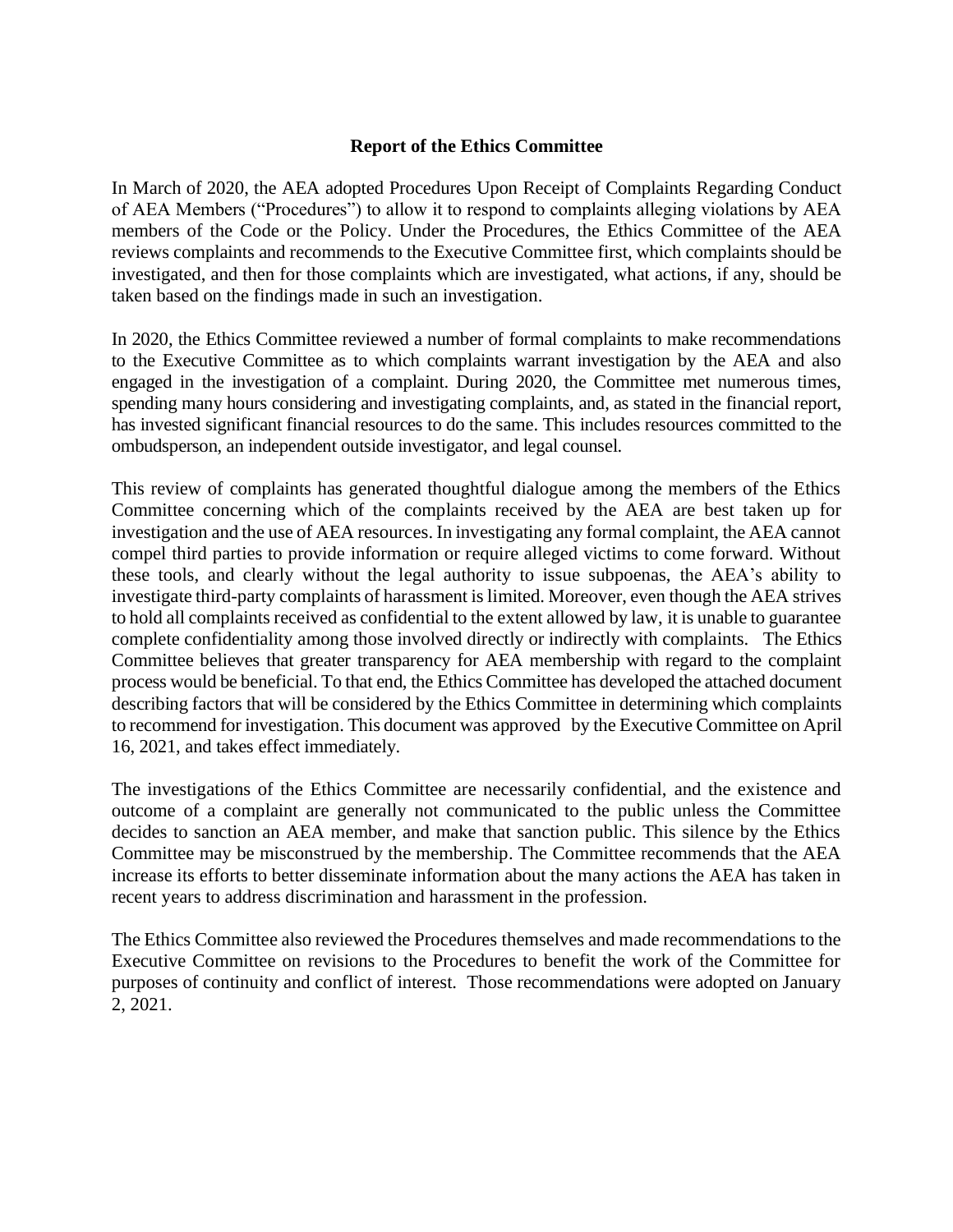## Report of the Ethics Committee

In March of 2020, the AEA adopted Procedures Upon Receipt of Complaints Regarding Conduct of AEA Members ("Procedures") to allow it to respond to complaints alleging violations by AEA members of the Code or the Policy. Under the Procedures, the Ethics Committee of the AEA reviews complaints and recommends to the Executive Committee first, which complaints should be investigated, and then for those complaints which are investigated, what actions, if any, should be taken based on the findings made in such an investigation.

In 2020, the Ethics Committee reviewed a number of formal complaints to make recommendations to the Executive Committee as to which complaints warrant investigation by the AEA and also engaged in the investigation of a complaint. During 2020, the Committee met numerous times, spending many hours considering and investigating complaints, and, as stated in the financial report, has invested significant financial resources to do the same. This includes resources committed to the ombudsperson, an independent outside investigator, and legal counsel.

This review of complaints has generated thoughtful dialogue among the members of the Ethics Committee concerning which of the complaints received by the AEA are best taken up for investigation and the use of AEA resources. In investigating any formal complaint, the AEA cannot compel third parties to provide information or require alleged victims to come forward. Without these tools, and clearly without the legal authority to issue subpoenas, the AEA's ability to investigate third-party complaints of harassment is limited. Moreover, even though the AEA strives to hold all complaints received as confidential to the extent allowed by law, it is unable to guarantee complete confidentiality among those involved directly or indirectly with complaints. The Ethics Committee believes that greater transparency for AEA membership with regard to the complaint process would be beneficial. To that end, the Ethics Committee has developed the attached document describing factors that will be considered by the Ethics Committee in determining which complaints to recommend for investigation. This document was approved by the Executive Committee on April 16, 2021, and takes effect immediately.

The investigations of the Ethics Committee are necessarily confidential, and the existence and outcome of a complaint are generally not communicated to the public unless the Committee decides to sanction an AEA member, and make that sanction public. This silence by the Ethics Committee may be misconstrued by the membership. The Committee recommends that the AEA increase its efforts to better disseminate information about the many actions the AEA has taken in recent years to address discrimination and harassment in the profession.

The Ethics Committee also reviewed the Procedures themselves and made recommendations to the Executive Committee on revisions to the Procedures to benefit the work of the Committee for purposes of continuity and conflict of interest. Those recommendations were adopted on January 2, 2021.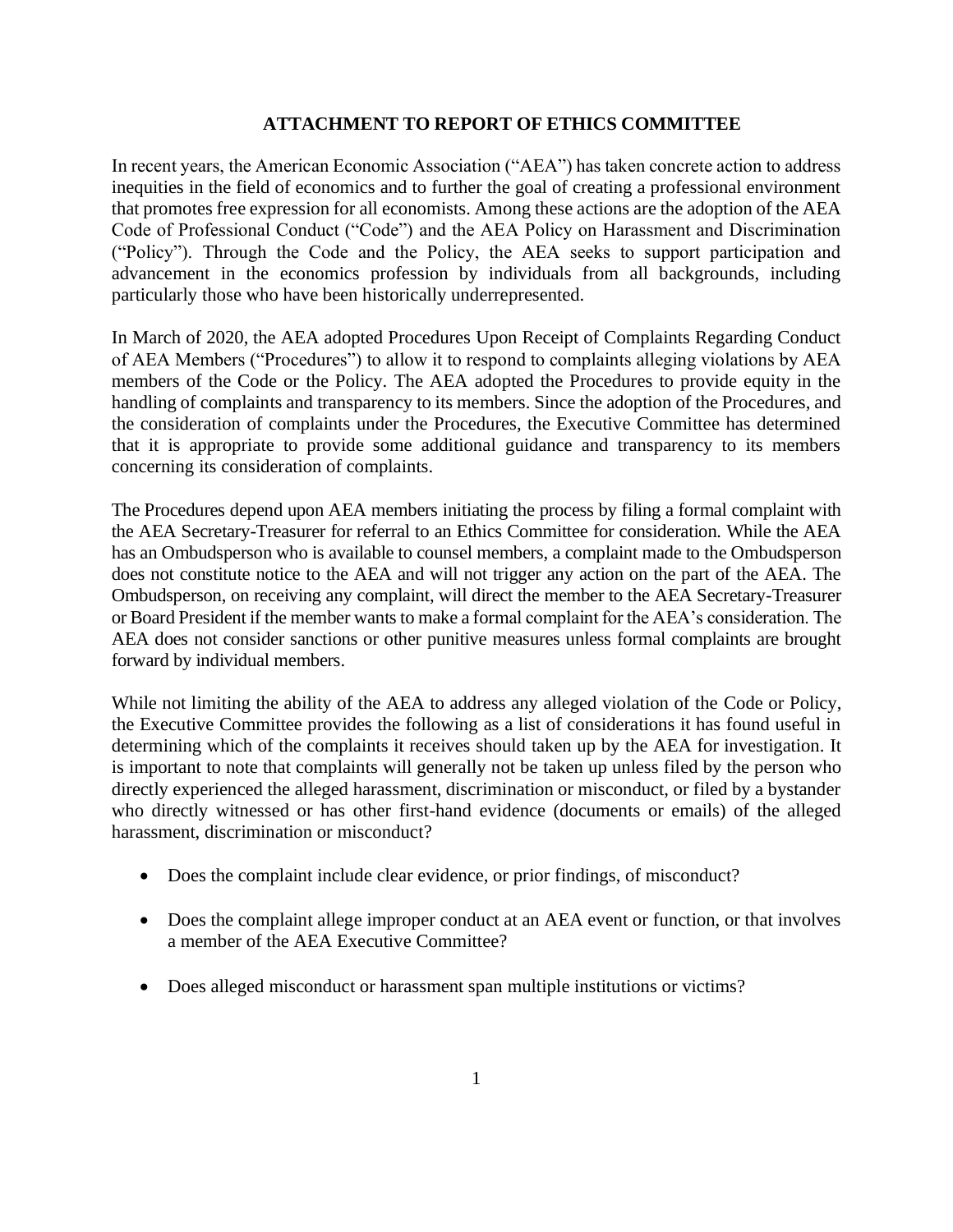**ATTACHMENT TO REPORT OF ETHICS COMMITTEE**

In recent years, the American Economic Association ("AEA") has taken concrete action to address inequities in the field of economics and to further the goal of creating a professional environment that promotes free expression for all economists. Among these actions are the adoption of the AEA Code of Professional Conduct ("Code") and the AEA Policy on Harassment and Discrimination ("Policy"). Through the Code and the Policy, the AEA seeks to support participation and advancement in the economics profession by individuals from all backgrounds, including particularly those who have been historically underrepresented.

In March of 2020, the AEA adopted Procedures Upon Receipt of Complaints Regarding Conduct of AEA Members ("Procedures") to allow it to respond to complaints alleging violations by AEA members of the Code or the Policy. The AEA adopted the Procedures to provide equity in the handling of complaints and transparency to its members. Since the adoption of the Procedures, and the consideration of complaints under the Procedures, the Executive Committee has determined that it is appropriate to provide some additional guidance and transparency to its members concerning its consideration of complaints.

The Procedures depend upon AEA members initiating the process by filing a formal complaint with the AEA Secretary-Treasurer for referral to an Ethics Committee for consideration. While the AEA has an Ombudsperson who is available to counsel members, a complaint made to the Ombudsperson does not constitute notice to the AEA and will not trigger any action on the part of the AEA. The Ombudsperson, on receiving any complaint, will direct the member to the AEA Secretary-Treasurer or Board President if the member wants to make a formal complaint for the AEA's consideration. The AEA does not consider sanctions or other punitive measures unless formal complaints are brought forward by individual members.

While not limiting the ability of the AEA to address any alleged violation of the Code or Policy, the Executive Committee provides the following as a list of considerations it has found useful in determining which of the complaints it receives should taken up by the AEA for investigation. It is important to note that complaints will generally not be taken up unless filed by the person who directly experienced the alleged harassment, discrimination or misconduct, or filed by a bystander who directly witnessed or has other first-hand evidence (documents or emails) of the alleged harassment, discrimination or misconduct?

- Does the complaint include clear evidence, or prior findings, of misconduct?
- Does the complaint allege improper conduct at an AEA event or function, or that involves a member of the AEA Executive Committee?
- Does alleged misconduct or harassment span multiple institutions or victims?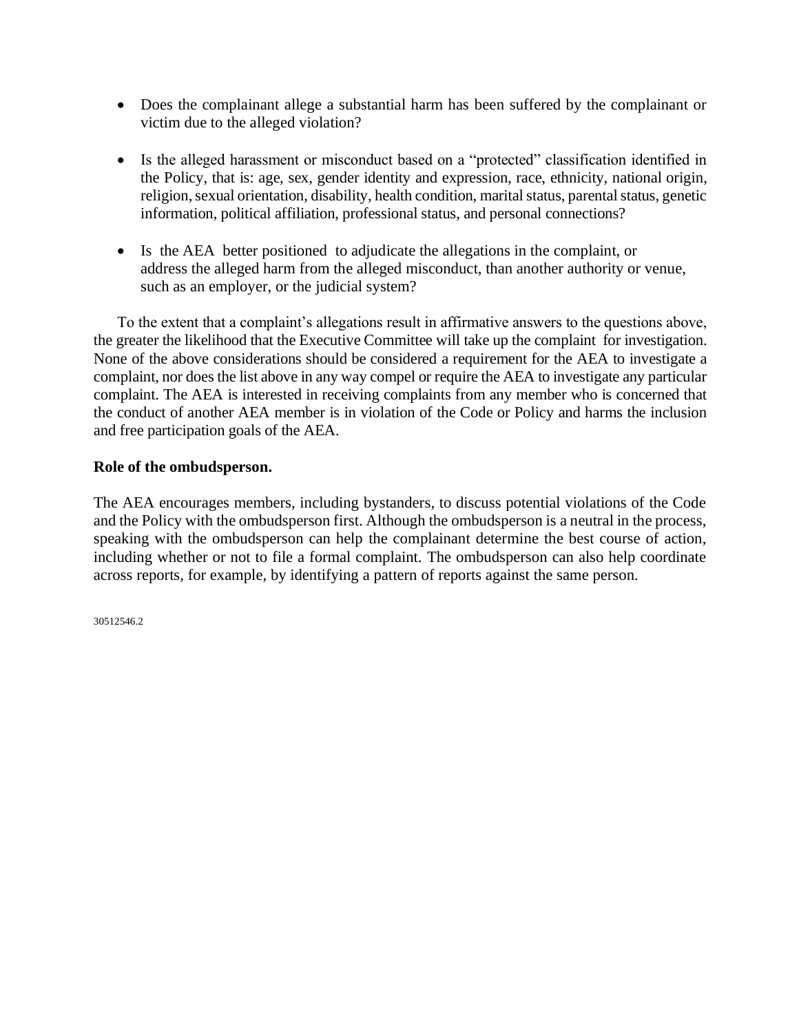- Does the complainant allege a substantial harm has been suffered by the complainant or victim due to the alleged violation?

- Is the alleged harassment or misconduct based on a "protected" classification identified in the Policy, that is: age, sex, gender identity and expression, race, ethnicity, national origin, religion, sexual orientation, disability, health condition, marital status, parental status, genetic information, political affiliation, professional status, and personal connections?

- Is the AEA better positioned to adjudicate the allegations in the complaint, or address the alleged harm from the alleged misconduct, than another authority or venue, such as an employer, or the judicial system?

To the extent that a complaint's allegations result in affirmative answers to the questions above, the greater the likelihood that the Executive Committee will take up the complaint for investigation. None of the above considerations should be considered a requirement for the AEA to investigate a complaint, nor does the list above in any way compel or require the AEA to investigate any particular complaint. The AEA is interested in receiving complaints from any member who is concerned that the conduct of another AEA member is in violation of the Code or Policy and harms the inclusion and free participation goals of the AEA.

**Role of the ombudsperson.**

The AEA encourages members, including bystanders, to discuss potential violations of the Code and the Policy with the ombudsperson first. Although the ombudsperson is a neutral in the process, speaking with the ombudsperson can help the complainant determine the best course of action, including whether or not to file a formal complaint. The ombudsperson can also help coordinate across reports, for example, by identifying a pattern of reports against the same person.

30512546.2